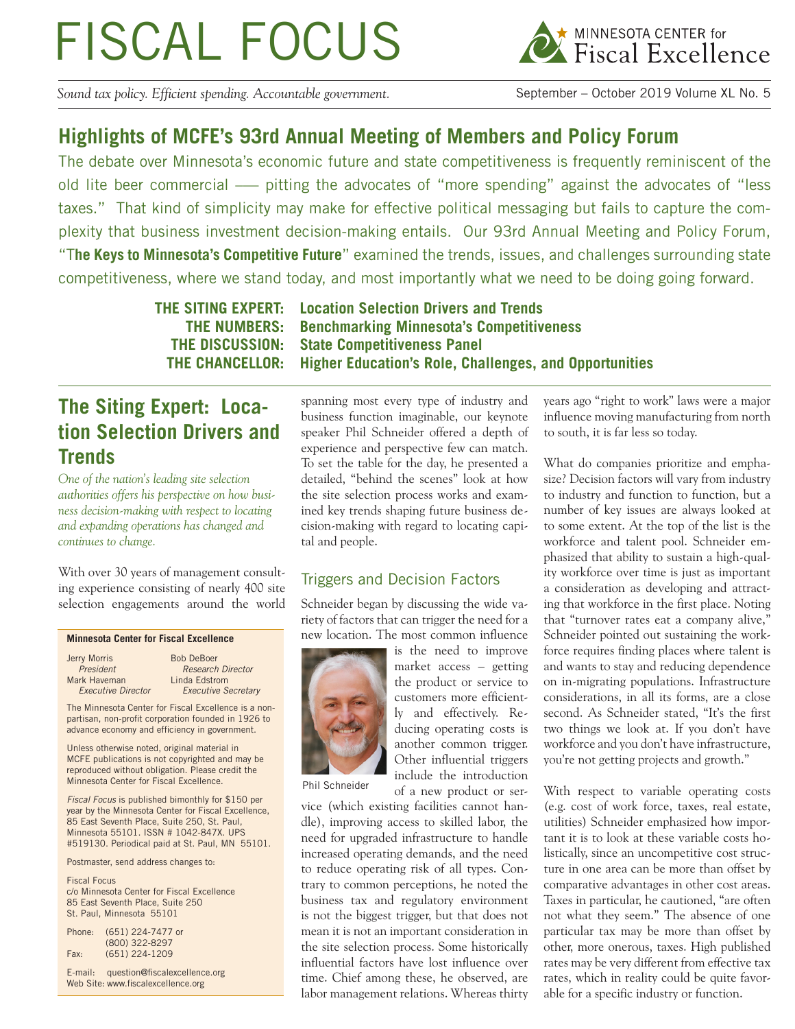# FISCAL FOCUS

MINNESOTA CENTER for Fiscal Excellence

*Sound tax policy. Efficient spending. Accountable government.*

September – October 2019 Volume XL No. 5

## Highlights of MCFE's 93rd Annual Meeting of Members and Policy Forum

The debate over Minnesota's economic future and state competitiveness is frequently reminiscent of the old lite beer commercial — pitting the advocates of "more spending" against the advocates of "less taxes." That kind of simplicity may make for effective political messaging but fails to capture the complexity that business investment decision-making entails. Our 93rd Annual Meeting and Policy Forum, "**The Keys to Minnesota's Competitive Future**" examined the trends, issues, and challenges surrounding state competitiveness, where we stand today, and most importantly what we need to be doing going forward.

**THE SITING EXPERT: Location Selection Drivers and Trends**
**THE NUMBERS: Benchmarking Minnesota's Competitiveness**
**THE DISCUSSION: State Competitiveness Panel**
**THE CHANCELLOR: Higher Education's Role, Challenges, and Opportunities**

## The Siting Expert: Location Selection Drivers and Trends

*One of the nation's leading site selection authorities offers his perspective on how business decision-making with respect to locating and expanding operations has changed and continues to change.*

With over 30 years of management consulting experience consisting of nearly 400 site selection engagements around the world spanning most every type of industry and business function imaginable, our keynote speaker Phil Schneider offered a depth of experience and perspective few can match. To set the table for the day, he presented a detailed, "behind the scenes" look at how the site selection process works and examined key trends shaping future business decision-making with regard to locating capital and people.

### Triggers and Decision Factors

Schneider began by discussing the wide variety of factors that can trigger the need for a new location. The most common influence is the need to improve market access – getting the product or service to customers more efficiently and effectively. Reducing operating costs is another common trigger. Other influential triggers include the introduction of a new product or service (which existing facilities cannot handle), improving access to skilled labor, the need for upgraded infrastructure to handle increased operating demands, and the need to reduce operating risk of all types. Contrary to common perceptions, he noted the business tax and regulatory environment is not the biggest trigger, but that does not mean it is not an important consideration in the site selection process. Some historically influential factors have lost influence over time. Chief among these, he observed, are labor management relations. Whereas thirty years ago "right to work" laws were a major influence moving manufacturing from north to south, it is far less so today.

Phil Schneider

What do companies prioritize and emphasize? Decision factors will vary from industry to industry and function to function, but a number of key issues are always looked at to some extent. At the top of the list is the workforce and talent pool. Schneider emphasized that ability to sustain a high-quality workforce over time is just as important a consideration as developing and attracting that workforce in the first place. Noting that "turnover rates eat a company alive," Schneider pointed out sustaining the workforce requires finding places where talent is and wants to stay and reducing dependence on in-migrating populations. Infrastructure considerations, in all its forms, are a close second. As Schneider stated, "It's the first two things we look at. If you don't have workforce and you don't have infrastructure, you're not getting projects and growth."

With respect to variable operating costs (e.g. cost of work force, taxes, real estate, utilities) Schneider emphasized how important it is to look at these variable costs holistically, since an uncompetitive cost structure in one area can be more than offset by comparative advantages in other cost areas. Taxes in particular, he cautioned, "are often not what they seem." The absence of one particular tax may be more than offset by other, more onerous, taxes. High published rates may be very different from effective tax rates, which in reality could be quite favorable for a specific industry or function.

---

**Minnesota Center for Fiscal Excellence**

| | |
|---|---|
| Jerry Morris<br>*President* | Bob DeBoer<br>*Research Director* |
| Mark Haveman<br>*Executive Director* | Linda Edstrom<br>*Executive Secretary* |

The Minnesota Center for Fiscal Excellence is a non-partisan, non-profit corporation founded in 1926 to advance economy and efficiency in government.

Unless otherwise noted, original material in MCFE publications is not copyrighted and may be reproduced without obligation. Please credit the Minnesota Center for Fiscal Excellence.

*Fiscal Focus* is published bimonthly for $150 per year by the Minnesota Center for Fiscal Excellence, 85 East Seventh Place, Suite 250, St. Paul, Minnesota 55101. ISSN # 1042-847X. UPS #519130. Periodical paid at St. Paul, MN 55101.

Postmaster, send address changes to:

Fiscal Focus
c/o Minnesota Center for Fiscal Excellence
85 East Seventh Place, Suite 250
St. Paul, Minnesota 55101

Phone: (651) 224-7477 or (800) 322-8297
Fax: (651) 224-1209

E-mail: question@fiscalexcellence.org
Web Site: www.fiscalexcellence.org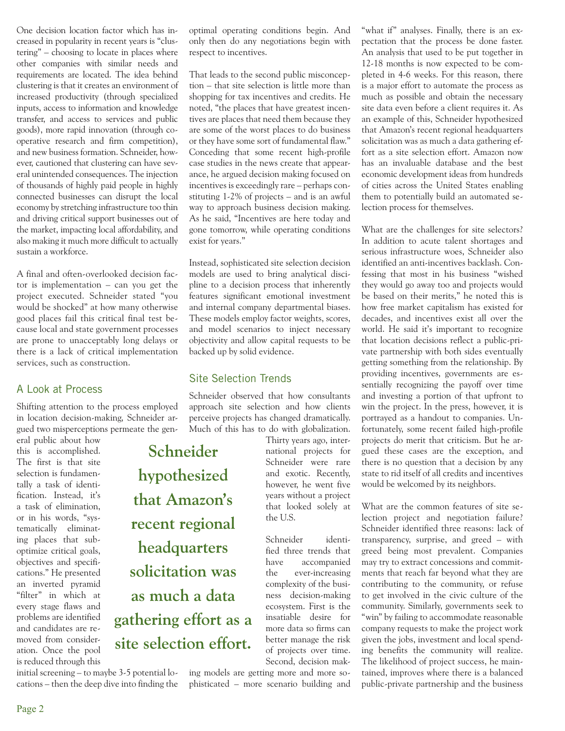One decision location factor which has increased in popularity in recent years is "clustering" – choosing to locate in places where other companies with similar needs and requirements are located. The idea behind clustering is that it creates an environment of increased productivity (through specialized inputs, access to information and knowledge transfer, and access to services and public goods), more rapid innovation (through cooperative research and firm competition), and new business formation. Schneider, however, cautioned that clustering can have several unintended consequences. The injection of thousands of highly paid people in highly connected businesses can disrupt the local economy by stretching infrastructure too thin and driving critical support businesses out of the market, impacting local affordability, and also making it much more difficult to actually sustain a workforce.

A final and often-overlooked decision factor is implementation – can you get the project executed. Schneider stated "you would be shocked" at how many otherwise good places fail this critical final test because local and state government processes are prone to unacceptably long delays or there is a lack of critical implementation services, such as construction.

## A Look at Process

Shifting attention to the process employed in location decision-making, Schneider argued two misperceptions permeate the general public about how this is accomplished. The first is that site selection is fundamentally a task of identification. Instead, it's a task of elimination, or in his words, "systematically eliminating places that sub-optimize critical goals, objectives and specifications." He presented an inverted pyramid "filter" in which at every stage flaws and problems are identified and candidates are removed from consideration. Once the pool is reduced through this initial screening – to maybe 3-5 potential locations – then the deep dive into finding the optimal operating conditions begin. And only then do any negotiations begin with respect to incentives.

That leads to the second public misconception – that site selection is little more than shopping for tax incentives and credits. He noted, "the places that have greatest incentives are places that need them because they are some of the worst places to do business or they have some sort of fundamental flaw." Conceding that some recent high-profile case studies in the news create that appearance, he argued decision making focused on incentives is exceedingly rare – perhaps constituting 1-2% of projects – and is an awful way to approach business decision making. As he said, "Incentives are here today and gone tomorrow, while operating conditions exist for years."

Instead, sophisticated site selection decision models are used to bring analytical discipline to a decision process that inherently features significant emotional investment and internal company departmental biases. These models employ factor weights, scores, and model scenarios to inject necessary objectivity and allow capital requests to be backed up by solid evidence.

## Site Selection Trends

Schneider observed that how consultants approach site selection and how clients perceive projects has changed dramatically. Much of this has to do with globalization. Thirty years ago, international projects for Schneider were rare and exotic. Recently, however, he went five years without a project that looked solely at the U.S.

**Schneider hypothesized that Amazon's recent regional headquarters solicitation was as much a data gathering effort as a site selection effort.**

Schneider identified three trends that have accompanied the ever-increasing complexity of the business decision-making ecosystem. First is the insatiable desire for more data so firms can better manage the risk of projects over time. Second, decision making models are getting more and more sophisticated – more scenario building and "what if" analyses. Finally, there is an expectation that the process be done faster. An analysis that used to be put together in 12-18 months is now expected to be completed in 4-6 weeks. For this reason, there is a major effort to automate the process as much as possible and obtain the necessary site data even before a client requires it. As an example of this, Schneider hypothesized that Amazon's recent regional headquarters solicitation was as much a data gathering effort as a site selection effort. Amazon now has an invaluable database and the best economic development ideas from hundreds of cities across the United States enabling them to potentially build an automated selection process for themselves.

What are the challenges for site selectors? In addition to acute talent shortages and serious infrastructure woes, Schneider also identified an anti-incentives backlash. Confessing that most in his business "wished they would go away too and projects would be based on their merits," he noted this is how free market capitalism has existed for decades, and incentives exist all over the world. He said it's important to recognize that location decisions reflect a public-private partnership with both sides eventually getting something from the relationship. By providing incentives, governments are essentially recognizing the payoff over time and investing a portion of that upfront to win the project. In the press, however, it is portrayed as a handout to companies. Unfortunately, some recent failed high-profile projects do merit that criticism. But he argued these cases are the exception, and there is no question that a decision by any state to rid itself of all credits and incentives would be welcomed by its neighbors.

What are the common features of site selection project and negotiation failure? Schneider identified three reasons: lack of transparency, surprise, and greed – with greed being most prevalent. Companies may try to extract concessions and commitments that reach far beyond what they are contributing to the community, or refuse to get involved in the civic culture of the community. Similarly, governments seek to "win" by failing to accommodate reasonable company requests to make the project work given the jobs, investment and local spending benefits the community will realize. The likelihood of project success, he maintained, improves where there is a balanced public-private partnership and the business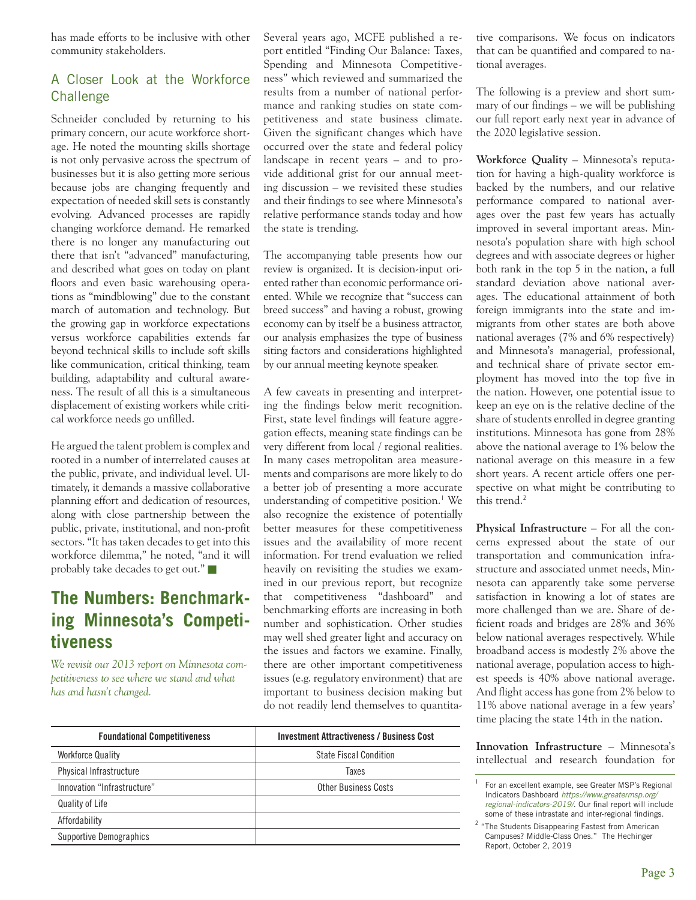has made efforts to be inclusive with other community stakeholders.

### A Closer Look at the Workforce Challenge

Schneider concluded by returning to his primary concern, our acute workforce shortage. He noted the mounting skills shortage is not only pervasive across the spectrum of businesses but it is also getting more serious because jobs are changing frequently and expectation of needed skill sets is constantly evolving. Advanced processes are rapidly changing workforce demand. He remarked there is no longer any manufacturing out there that isn't "advanced" manufacturing, and described what goes on today on plant floors and even basic warehousing operations as "mindblowing" due to the constant march of automation and technology. But the growing gap in workforce expectations versus workforce capabilities extends far beyond technical skills to include soft skills like communication, critical thinking, team building, adaptability and cultural awareness. The result of all this is a simultaneous displacement of existing workers while critical workforce needs go unfilled.

He argued the talent problem is complex and rooted in a number of interrelated causes at the public, private, and individual level. Ultimately, it demands a massive collaborative planning effort and dedication of resources, along with close partnership between the public, private, institutional, and non-profit sectors. "It has taken decades to get into this workforce dilemma," he noted, "and it will probably take decades to get out." ■

## The Numbers: Benchmarking Minnesota's Competitiveness

*We revisit our 2013 report on Minnesota competitiveness to see where we stand and what has and hasn't changed.*

Several years ago, MCFE published a report entitled "Finding Our Balance: Taxes, Spending and Minnesota Competitiveness" which reviewed and summarized the results from a number of national performance and ranking studies on state competitiveness and state business climate. Given the significant changes which have occurred over the state and federal policy landscape in recent years – and to provide additional grist for our annual meeting discussion – we revisited these studies and their findings to see where Minnesota's relative performance stands today and how the state is trending.

The accompanying table presents how our review is organized. It is decision-input oriented rather than economic performance oriented. While we recognize that "success can breed success" and having a robust, growing economy can by itself be a business attractor, our analysis emphasizes the type of business siting factors and considerations highlighted by our annual meeting keynote speaker.

A few caveats in presenting and interpreting the findings below merit recognition. First, state level findings will feature aggregation effects, meaning state findings can be very different from local / regional realities. In many cases metropolitan area measurements and comparisons are more likely to do a better job of presenting a more accurate understanding of competitive position.[1] We also recognize the existence of potentially better measures for these competitiveness issues and the availability of more recent information. For trend evaluation we relied heavily on revisiting the studies we examined in our previous report, but recognize that competitiveness "dashboard" and benchmarking efforts are increasing in both number and sophistication. Other studies may well shed greater light and accuracy on the issues and factors we examine. Finally, there are other important competitiveness issues (e.g. regulatory environment) that are important to business decision making but do not readily lend themselves to quantitative comparisons. We focus on indicators that can be quantified and compared to national averages.

| Foundational Competitiveness | Investment Attractiveness / Business Cost |
|---|---|
| Workforce Quality | State Fiscal Condition |
| Physical Infrastructure | Taxes |
| Innovation "Infrastructure" | Other Business Costs |
| Quality of Life | |
| Affordability | |
| Supportive Demographics | |

The following is a preview and short summary of our findings – we will be publishing our full report early next year in advance of the 2020 legislative session.

**Workforce Quality** – Minnesota's reputation for having a high-quality workforce is backed by the numbers, and our relative performance compared to national averages over the past few years has actually improved in several important areas. Minnesota's population share with high school degrees and with associate degrees or higher both rank in the top 5 in the nation, a full standard deviation above national averages. The educational attainment of both foreign immigrants into the state and immigrants from other states are both above national averages (7% and 6% respectively) and Minnesota's managerial, professional, and technical share of private sector employment has moved into the top five in the nation. However, one potential issue to keep an eye on is the relative decline of the share of students enrolled in degree granting institutions. Minnesota has gone from 28% above the national average to 1% below the national average on this measure in a few short years. A recent article offers one perspective on what might be contributing to this trend.[2]

**Physical Infrastructure** – For all the concerns expressed about the state of our transportation and communication infrastructure and associated unmet needs, Minnesota can apparently take some perverse satisfaction in knowing a lot of states are more challenged than we are. Share of deficient roads and bridges are 28% and 36% below national averages respectively. While broadband access is modestly 2% above the national average, population access to highest speeds is 40% above national average. And flight access has gone from 2% below to 11% above national average in a few years' time placing the state 14th in the nation.

**Innovation Infrastructure** – Minnesota's intellectual and research foundation for

[1] For an excellent example, see Greater MSP's Regional Indicators Dashboard *https://www.greatermsp.org/regional-indicators-2019/*. Our final report will include some of these intrastate and inter-regional findings.

[2] "The Students Disappearing Fastest from American Campuses? Middle-Class Ones." The Hechinger Report, October 2, 2019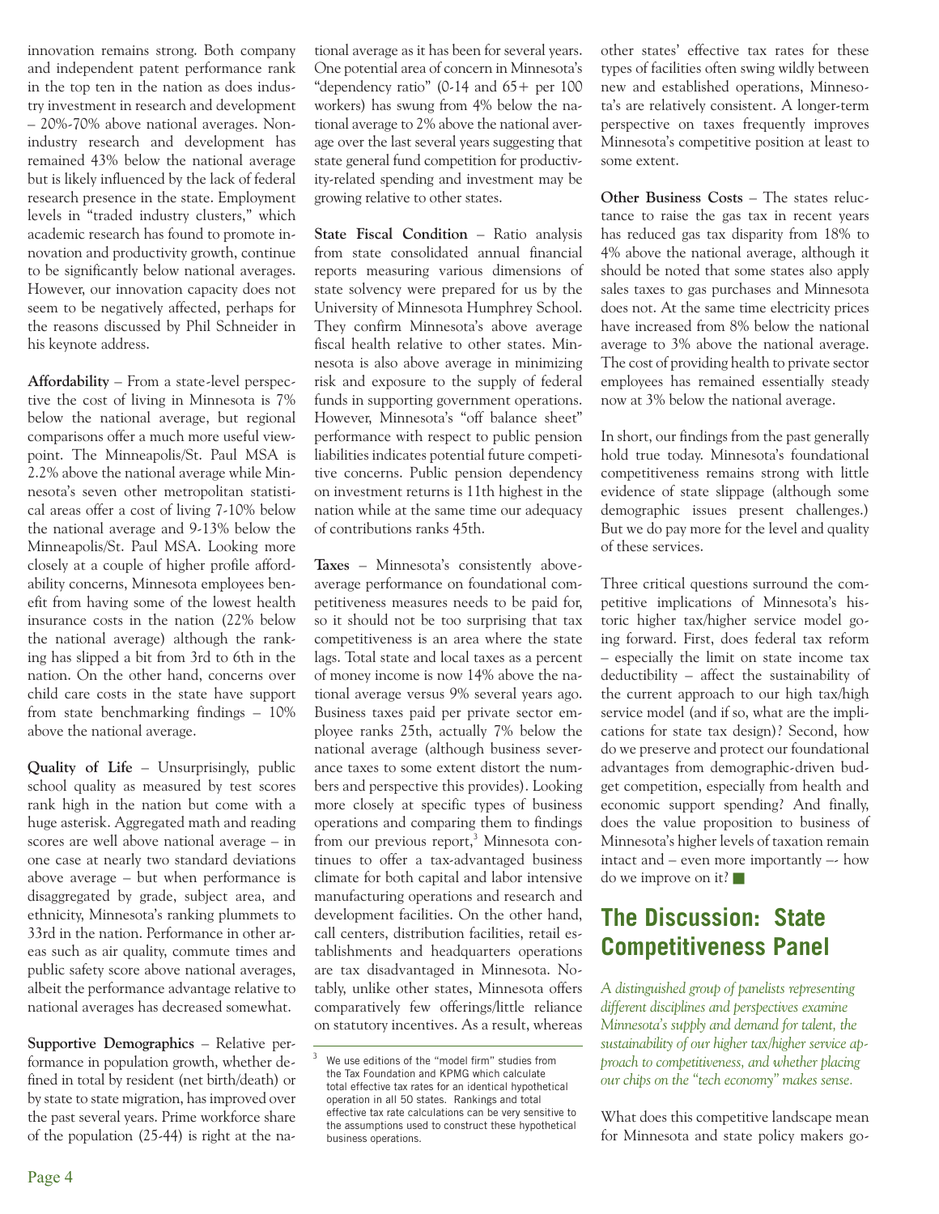innovation remains strong. Both company and independent patent performance rank in the top ten in the nation as does industry investment in research and development – 20%-70% above national averages. Non-industry research and development has remained 43% below the national average but is likely influenced by the lack of federal research presence in the state. Employment levels in "traded industry clusters," which academic research has found to promote innovation and productivity growth, continue to be significantly below national averages. However, our innovation capacity does not seem to be negatively affected, perhaps for the reasons discussed by Phil Schneider in his keynote address.

**Affordability** – From a state-level perspective the cost of living in Minnesota is 7% below the national average, but regional comparisons offer a much more useful viewpoint. The Minneapolis/St. Paul MSA is 2.2% above the national average while Minnesota's seven other metropolitan statistical areas offer a cost of living 7-10% below the national average and 9-13% below the Minneapolis/St. Paul MSA. Looking more closely at a couple of higher profile affordability concerns, Minnesota employees benefit from having some of the lowest health insurance costs in the nation (22% below the national average) although the ranking has slipped a bit from 3rd to 6th in the nation. On the other hand, concerns over child care costs in the state have support from state benchmarking findings – 10% above the national average.

**Quality of Life** – Unsurprisingly, public school quality as measured by test scores rank high in the nation but come with a huge asterisk. Aggregated math and reading scores are well above national average – in one case at nearly two standard deviations above average – but when performance is disaggregated by grade, subject area, and ethnicity, Minnesota's ranking plummets to 33rd in the nation. Performance in other areas such as air quality, commute times and public safety score above national averages, albeit the performance advantage relative to national averages has decreased somewhat.

**Supportive Demographics** – Relative performance in population growth, whether defined in total by resident (net birth/death) or by state to state migration, has improved over the past several years. Prime workforce share of the population (25-44) is right at the national average as it has been for several years. One potential area of concern in Minnesota's "dependency ratio" (0-14 and 65+ per 100 workers) has swung from 4% below the national average to 2% above the national average over the last several years suggesting that state general fund competition for productivity-related spending and investment may be growing relative to other states.

**State Fiscal Condition** – Ratio analysis from state consolidated annual financial reports measuring various dimensions of state solvency were prepared for us by the University of Minnesota Humphrey School. They confirm Minnesota's above average fiscal health relative to other states. Minnesota is also above average in minimizing risk and exposure to the supply of federal funds in supporting government operations. However, Minnesota's "off balance sheet" performance with respect to public pension liabilities indicates potential future competitive concerns. Public pension dependency on investment returns is 11th highest in the nation while at the same time our adequacy of contributions ranks 45th.

**Taxes** – Minnesota's consistently above-average performance on foundational competitiveness measures needs to be paid for, so it should not be too surprising that tax competitiveness is an area where the state lags. Total state and local taxes as a percent of money income is now 14% above the national average versus 9% several years ago. Business taxes paid per private sector employee ranks 25th, actually 7% below the national average (although business severance taxes to some extent distort the numbers and perspective this provides). Looking more closely at specific types of business operations and comparing them to findings from our previous report,[3] Minnesota continues to offer a tax-advantaged business climate for both capital and labor intensive manufacturing operations and research and development facilities. On the other hand, call centers, distribution facilities, retail establishments and headquarters operations are tax disadvantaged in Minnesota. Notably, unlike other states, Minnesota offers comparatively few offerings/little reliance on statutory incentives. As a result, whereas other states' effective tax rates for these types of facilities often swing wildly between new and established operations, Minnesota's are relatively consistent. A longer-term perspective on taxes frequently improves Minnesota's competitive position at least to some extent.

**Other Business Costs** – The states reluctance to raise the gas tax in recent years has reduced gas tax disparity from 18% to 4% above the national average, although it should be noted that some states also apply sales taxes to gas purchases and Minnesota does not. At the same time electricity prices have increased from 8% below the national average to 3% above the national average. The cost of providing health to private sector employees has remained essentially steady now at 3% below the national average.

In short, our findings from the past generally hold true today. Minnesota's foundational competitiveness remains strong with little evidence of state slippage (although some demographic issues present challenges.) But we do pay more for the level and quality of these services.

Three critical questions surround the competitive implications of Minnesota's historic higher tax/higher service model going forward. First, does federal tax reform – especially the limit on state income tax deductibility – affect the sustainability of the current approach to our high tax/high service model (and if so, what are the implications for state tax design)? Second, how do we preserve and protect our foundational advantages from demographic-driven budget competition, especially from health and economic support spending? And finally, does the value proposition to business of Minnesota's higher levels of taxation remain intact and – even more importantly –- how do we improve on it? ■

[3] We use editions of the "model firm" studies from the Tax Foundation and KPMG which calculate total effective tax rates for an identical hypothetical operation in all 50 states. Rankings and total effective tax rate calculations can be very sensitive to the assumptions used to construct these hypothetical business operations.

## The Discussion: State Competitiveness Panel

*A distinguished group of panelists representing different disciplines and perspectives examine Minnesota's supply and demand for talent, the sustainability of our higher tax/higher service approach to competitiveness, and whether placing our chips on the "tech economy" makes sense.*

What does this competitive landscape mean for Minnesota and state policy makers go-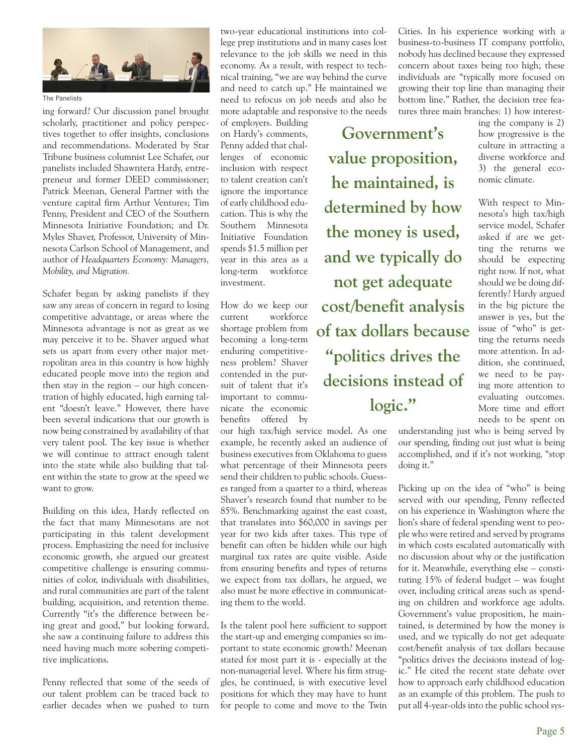The Panelists

ing forward? Our discussion panel brought scholarly, practitioner and policy perspectives together to offer insights, conclusions and recommendations. Moderated by Star Tribune business columnist Lee Schafer, our panelists included Shawntera Hardy, entrepreneur and former DEED commissioner; Patrick Meenan, General Partner with the venture capital firm Arthur Ventures; Tim Penny, President and CEO of the Southern Minnesota Initiative Foundation; and Dr. Myles Shaver, Professor, University of Minnesota Carlson School of Management, and author of *Headquarters Economy: Managers, Mobility, and Migration.*

Schafer began by asking panelists if they saw any areas of concern in regard to losing competitive advantage, or areas where the Minnesota advantage is not as great as we may perceive it to be. Shaver argued what sets us apart from every other major metropolitan area in this country is how highly educated people move into the region and then stay in the region – our high concentration of highly educated, high earning talent "doesn't leave." However, there have been several indications that our growth is now being constrained by availability of that very talent pool. The key issue is whether we will continue to attract enough talent into the state while also building that talent within the state to grow at the speed we want to grow.

Building on this idea, Hardy reflected on the fact that many Minnesotans are not participating in this talent development process. Emphasizing the need for inclusive economic growth, she argued our greatest competitive challenge is ensuring communities of color, individuals with disabilities, and rural communities are part of the talent building, acquisition, and retention theme. Currently "it's the difference between being great and good," but looking forward, she saw a continuing failure to address this need having much more sobering competitive implications.

Penny reflected that some of the seeds of our talent problem can be traced back to earlier decades when we pushed to turn two-year educational institutions into college prep institutions and in many cases lost relevance to the job skills we need in this economy. As a result, with respect to technical training, "we are way behind the curve and need to catch up." He maintained we need to refocus on job needs and also be more adaptable and responsive to the needs of employers. Building on Hardy's comments, Penny added that challenges of economic inclusion with respect to talent creation can't ignore the importance of early childhood education. This is why the Southern Minnesota Initiative Foundation spends $1.5 million per year in this area as a long-term workforce investment.

How do we keep our current workforce shortage problem from becoming a long-term enduring competitiveness problem? Shaver contended in the pursuit of talent that it's important to communicate the economic benefits offered by our high tax/high service model. As one example, he recently asked an audience of business executives from Oklahoma to guess what percentage of their Minnesota peers send their children to public schools. Guesses ranged from a quarter to a third, whereas Shaver's research found that number to be 85%. Benchmarking against the east coast, that translates into $60,000 in savings per year for two kids after taxes. This type of benefit can often be hidden while our high marginal tax rates are quite visible. Aside from ensuring benefits and types of returns we expect from tax dollars, he argued, we also must be more effective in communicating them to the world.

Is the talent pool here sufficient to support the start-up and emerging companies so important to state economic growth? Meenan stated for most part it is - especially at the non-managerial level. Where his firm struggles, he continued, is with executive level positions for which they may have to hunt for people to come and move to the Twin Cities. In his experience working with a business-to-business IT company portfolio, nobody has declined because they expressed concern about taxes being too high; these individuals are "typically more focused on growing their top line than managing their bottom line." Rather, the decision tree features three main branches: 1) how interesting the company is 2) how progressive is the culture in attracting a diverse workforce and 3) the general economic climate.

> **Government's value proposition, he maintained, is determined by how the money is used, and we typically do not get adequate cost/benefit analysis of tax dollars because "politics drives the decisions instead of logic."**

With respect to Minnesota's high tax/high service model, Schafer asked if are we getting the returns we should be expecting right now. If not, what should we be doing differently? Hardy argued in the big picture the answer is yes, but the issue of "who" is getting the returns needs more attention. In addition, she continued, we need to be paying more attention to evaluating outcomes. More time and effort needs to be spent on understanding just who is being served by our spending, finding out just what is being accomplished, and if it's not working, "stop doing it."

Picking up on the idea of "who" is being served with our spending, Penny reflected on his experience in Washington where the lion's share of federal spending went to people who were retired and served by programs in which costs escalated automatically with no discussion about why or the justification for it. Meanwhile, everything else – constituting 15% of federal budget – was fought over, including critical areas such as spending on children and workforce age adults. Government's value proposition, he maintained, is determined by how the money is used, and we typically do not get adequate cost/benefit analysis of tax dollars because "politics drives the decisions instead of logic." He cited the recent state debate over how to approach early childhood education as an example of this problem. The push to put all 4-year-olds into the public school sys-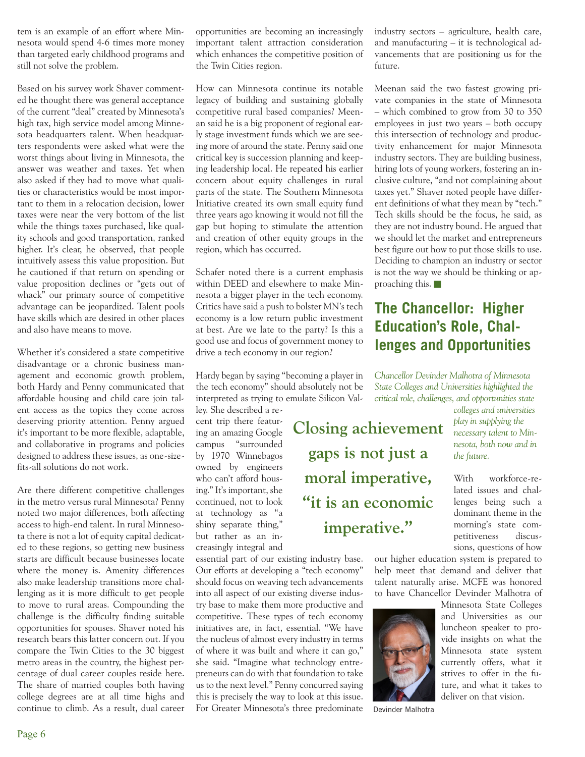tem is an example of an effort where Minnesota would spend 4-6 times more money than targeted early childhood programs and still not solve the problem.

Based on his survey work Shaver commented he thought there was general acceptance of the current "deal" created by Minnesota's high tax, high service model among Minnesota headquarters talent. When headquarters respondents were asked what were the worst things about living in Minnesota, the answer was weather and taxes. Yet when also asked if they had to move what qualities or characteristics would be most important to them in a relocation decision, lower taxes were near the very bottom of the list while the things taxes purchased, like quality schools and good transportation, ranked higher. It's clear, he observed, that people intuitively assess this value proposition. But he cautioned if that return on spending or value proposition declines or "gets out of whack" our primary source of competitive advantage can be jeopardized. Talent pools have skills which are desired in other places and also have means to move.

Whether it's considered a state competitive disadvantage or a chronic business management and economic growth problem, both Hardy and Penny communicated that affordable housing and child care join talent access as the topics they come across deserving priority attention. Penny argued it's important to be more flexible, adaptable, and collaborative in programs and policies designed to address these issues, as one-size-fits-all solutions do not work.

Are there different competitive challenges in the metro versus rural Minnesota? Penny noted two major differences, both affecting access to high-end talent. In rural Minnesota there is not a lot of equity capital dedicated to these regions, so getting new business starts are difficult because businesses locate where the money is. Amenity differences also make leadership transitions more challenging as it is more difficult to get people to move to rural areas. Compounding the challenge is the difficulty finding suitable opportunities for spouses. Shaver noted his research bears this latter concern out. If you compare the Twin Cities to the 30 biggest metro areas in the country, the highest percentage of dual career couples reside here. The share of married couples both having college degrees are at all time highs and continue to climb. As a result, dual career opportunities are becoming an increasingly important talent attraction consideration which enhances the competitive position of the Twin Cities region.

How can Minnesota continue its notable legacy of building and sustaining globally competitive rural based companies? Meenan said he is a big proponent of regional early stage investment funds which we are seeing more of around the state. Penny said one critical key is succession planning and keeping leadership local. He repeated his earlier concern about equity challenges in rural parts of the state. The Southern Minnesota Initiative created its own small equity fund three years ago knowing it would not fill the gap but hoping to stimulate the attention and creation of other equity groups in the region, which has occurred.

Schafer noted there is a current emphasis within DEED and elsewhere to make Minnesota a bigger player in the tech economy. Critics have said a push to bolster MN's tech economy is a low return public investment at best. Are we late to the party? Is this a good use and focus of government money to drive a tech economy in our region?

Hardy began by saying "becoming a player in the tech economy" should absolutely not be interpreted as trying to emulate Silicon Valley. She described a recent trip there featuring an amazing Google campus "surrounded by 1970 Winnebagos owned by engineers who can't afford housing." It's important, she continued, not to look at technology as "a shiny separate thing," but rather as an increasingly integral and essential part of our existing industry base. Our efforts at developing a "tech economy" should focus on weaving tech advancements into all aspect of our existing diverse industry base to make them more productive and competitive. These types of tech economy initiatives are, in fact, essential. "We have the nucleus of almost every industry in terms of where it was built and where it can go," she said. "Imagine what technology entrepreneurs can do with that foundation to take us to the next level." Penny concurred saying this is precisely the way to look at this issue. For Greater Minnesota's three predominate industry sectors – agriculture, health care, and manufacturing – it is technological advancements that are positioning us for the future.

Meenan said the two fastest growing private companies in the state of Minnesota – which combined to grow from 30 to 350 employees in just two years – both occupy this intersection of technology and productivity enhancement for major Minnesota industry sectors. They are building business, hiring lots of young workers, fostering an inclusive culture, "and not complaining about taxes yet." Shaver noted people have different definitions of what they mean by "tech." Tech skills should be the focus, he said, as they are not industry bound. He argued that we should let the market and entrepreneurs best figure out how to put those skills to use. Deciding to champion an industry or sector is not the way we should be thinking or approaching this. ■

**Closing achievement gaps is not just a moral imperative, "it is an economic imperative."**

## The Chancellor: Higher Education's Role, Challenges and Opportunities

*Chancellor Devinder Malhotra of Minnesota State Colleges and Universities highlighted the critical role, challenges, and opportunities state colleges and universities play in supplying the necessary talent to Minnesota, both now and in the future.*

With workforce-related issues and challenges being such a dominant theme in the morning's state competitiveness discussions, questions of how our higher education system is prepared to help meet that demand and deliver that talent naturally arise. MCFE was honored to have Chancellor Devinder Malhotra of Minnesota State Colleges and Universities as our luncheon speaker to provide insights on what the Minnesota state system currently offers, what it strives to offer in the future, and what it takes to deliver on that vision.

Devinder Malhotra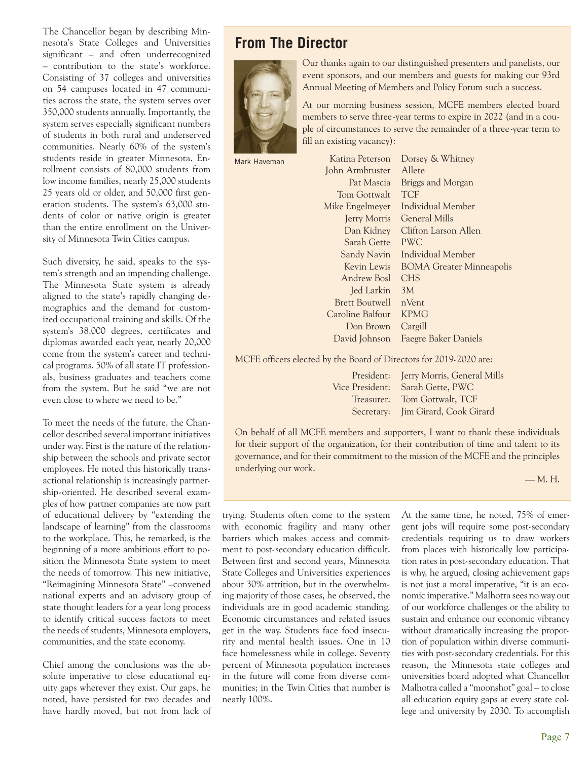The Chancellor began by describing Minnesota's State Colleges and Universities significant – and often underrecognized – contribution to the state's workforce. Consisting of 37 colleges and universities on 54 campuses located in 47 communities across the state, the system serves over 350,000 students annually. Importantly, the system serves especially significant numbers of students in both rural and underserved communities. Nearly 60% of the system's students reside in greater Minnesota. Enrollment consists of 80,000 students from low income families, nearly 25,000 students 25 years old or older, and 50,000 first generation students. The system's 63,000 students of color or native origin is greater than the entire enrollment on the University of Minnesota Twin Cities campus.

Such diversity, he said, speaks to the system's strength and an impending challenge. The Minnesota State system is already aligned to the state's rapidly changing demographics and the demand for customized occupational training and skills. Of the system's 38,000 degrees, certificates and diplomas awarded each year, nearly 20,000 come from the system's career and technical programs. 50% of all state IT professionals, business graduates and teachers come from the system. But he said "we are not even close to where we need to be."

To meet the needs of the future, the Chancellor described several important initiatives under way. First is the nature of the relationship between the schools and private sector employees. He noted this historically transactional relationship is increasingly partnership-oriented. He described several examples of how partner companies are now part of educational delivery by "extending the landscape of learning" from the classrooms to the workplace. This, he remarked, is the beginning of a more ambitious effort to position the Minnesota State system to meet the needs of tomorrow. This new initiative, "Reimagining Minnesota State" –convened national experts and an advisory group of state thought leaders for a year long process to identify critical success factors to meet the needs of students, Minnesota employers, communities, and the state economy.

Chief among the conclusions was the absolute imperative to close educational equity gaps wherever they exist. Our gaps, he noted, have persisted for two decades and have hardly moved, but not from lack of trying. Students often come to the system with economic fragility and many other barriers which makes access and commitment to post-secondary education difficult. Between first and second years, Minnesota State Colleges and Universities experiences about 30% attrition, but in the overwhelming majority of those cases, he observed, the individuals are in good academic standing. Economic circumstances and related issues get in the way. Students face food insecurity and mental health issues. One in 10 face homelessness while in college. Seventy percent of Minnesota population increases in the future will come from diverse communities; in the Twin Cities that number is nearly 100%.

At the same time, he noted, 75% of emergent jobs will require some post-secondary credentials requiring us to draw workers from places with historically low participation rates in post-secondary education. That is why, he argued, closing achievement gaps is not just a moral imperative, "it is an economic imperative." Malhotra sees no way out of our workforce challenges or the ability to sustain and enhance our economic vibrancy without dramatically increasing the proportion of population within diverse communities with post-secondary credentials. For this reason, the Minnesota state colleges and universities board adopted what Chancellor Malhotra called a "moonshot" goal – to close all education equity gaps at every state college and university by 2030. To accomplish

## From The Director

Mark Haveman

Our thanks again to our distinguished presenters and panelists, our event sponsors, and our members and guests for making our 93rd Annual Meeting of Members and Policy Forum such a success.

At our morning business session, MCFE members elected board members to serve three-year terms to expire in 2022 (and in a couple of circumstances to serve the remainder of a three-year term to fill an existing vacancy):

| | |
|---|---|
| Katina Peterson | Dorsey & Whitney |
| John Armbruster | Allete |
| Pat Mascia | Briggs and Morgan |
| Tom Gottwalt | TCF |
| Mike Engelmeyer | Individual Member |
| Jerry Morris | General Mills |
| Dan Kidney | Clifton Larson Allen |
| Sarah Gette | PWC |
| Sandy Navin | Individual Member |
| Kevin Lewis | BOMA Greater Minneapolis |
| Andrew Bosl | CHS |
| Jed Larkin | 3M |
| Brett Boutwell | nVent |
| Caroline Balfour | KPMG |
| Don Brown | Cargill |
| David Johnson | Faegre Baker Daniels |

MCFE officers elected by the Board of Directors for 2019-2020 are:

| | |
|---|---|
| President: | Jerry Morris, General Mills |
| Vice President: | Sarah Gette, PWC |
| Treasurer: | Tom Gottwalt, TCF |
| Secretary: | Jim Girard, Cook Girard |

On behalf of all MCFE members and supporters, I want to thank these individuals for their support of the organization, for their contribution of time and talent to its governance, and for their commitment to the mission of the MCFE and the principles underlying our work.

— M. H.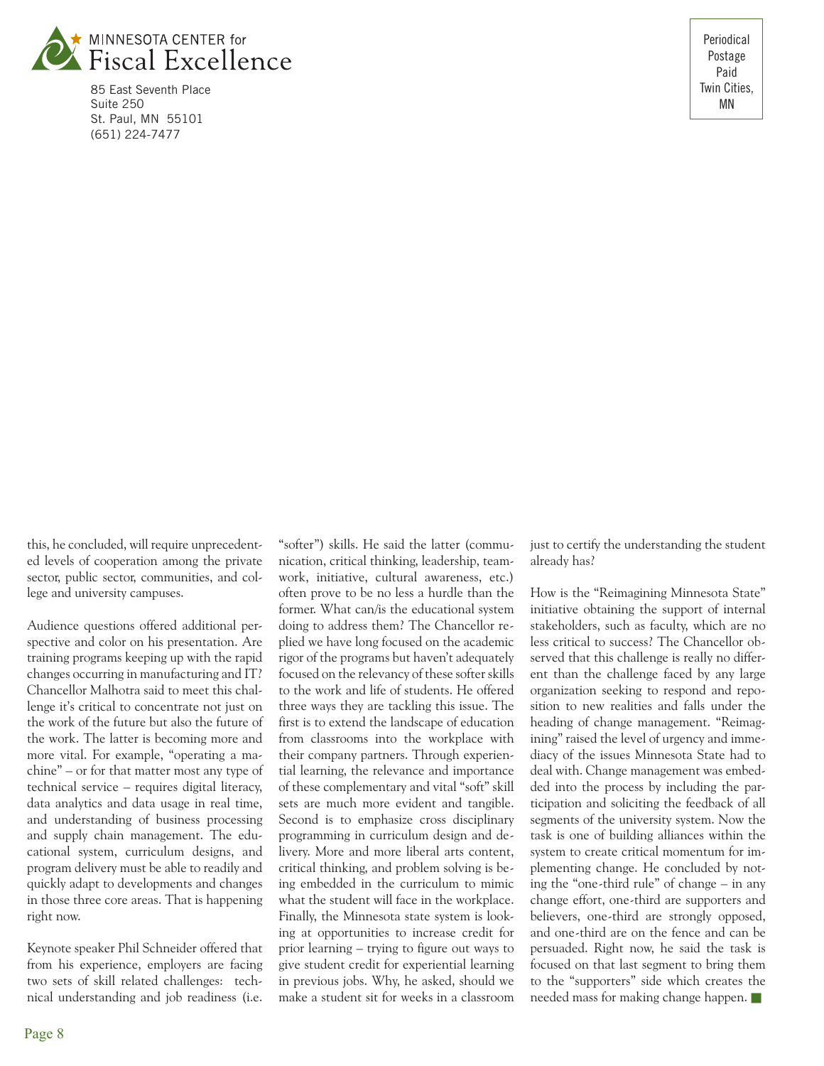MINNESOTA CENTER for
Fiscal Excellence

85 East Seventh Place
Suite 250
St. Paul, MN 55101
(651) 224-7477

Periodical Postage Paid Twin Cities, MN

this, he concluded, will require unprecedented levels of cooperation among the private sector, public sector, communities, and college and university campuses.

Audience questions offered additional perspective and color on his presentation. Are training programs keeping up with the rapid changes occurring in manufacturing and IT? Chancellor Malhotra said to meet this challenge it's critical to concentrate not just on the work of the future but also the future of the work. The latter is becoming more and more vital. For example, "operating a machine" – or for that matter most any type of technical service – requires digital literacy, data analytics and data usage in real time, and understanding of business processing and supply chain management. The educational system, curriculum designs, and program delivery must be able to readily and quickly adapt to developments and changes in those three core areas. That is happening right now.

Keynote speaker Phil Schneider offered that from his experience, employers are facing two sets of skill related challenges: technical understanding and job readiness (i.e. "softer") skills. He said the latter (communication, critical thinking, leadership, teamwork, initiative, cultural awareness, etc.) often prove to be no less a hurdle than the former. What can/is the educational system doing to address them? The Chancellor replied we have long focused on the academic rigor of the programs but haven't adequately focused on the relevancy of these softer skills to the work and life of students. He offered three ways they are tackling this issue. The first is to extend the landscape of education from classrooms into the workplace with their company partners. Through experiential learning, the relevance and importance of these complementary and vital "soft" skill sets are much more evident and tangible. Second is to emphasize cross disciplinary programming in curriculum design and delivery. More and more liberal arts content, critical thinking, and problem solving is being embedded in the curriculum to mimic what the student will face in the workplace. Finally, the Minnesota state system is looking at opportunities to increase credit for prior learning – trying to figure out ways to give student credit for experiential learning in previous jobs. Why, he asked, should we make a student sit for weeks in a classroom just to certify the understanding the student already has?

How is the "Reimagining Minnesota State" initiative obtaining the support of internal stakeholders, such as faculty, which are no less critical to success? The Chancellor observed that this challenge is really no different than the challenge faced by any large organization seeking to respond and reposition to new realities and falls under the heading of change management. "Reimagining" raised the level of urgency and immediacy of the issues Minnesota State had to deal with. Change management was embedded into the process by including the participation and soliciting the feedback of all segments of the university system. Now the task is one of building alliances within the system to create critical momentum for implementing change. He concluded by noting the "one-third rule" of change – in any change effort, one-third are supporters and believers, one-third are strongly opposed, and one-third are on the fence and can be persuaded. Right now, he said the task is focused on that last segment to bring them to the "supporters" side which creates the needed mass for making change happen. ■